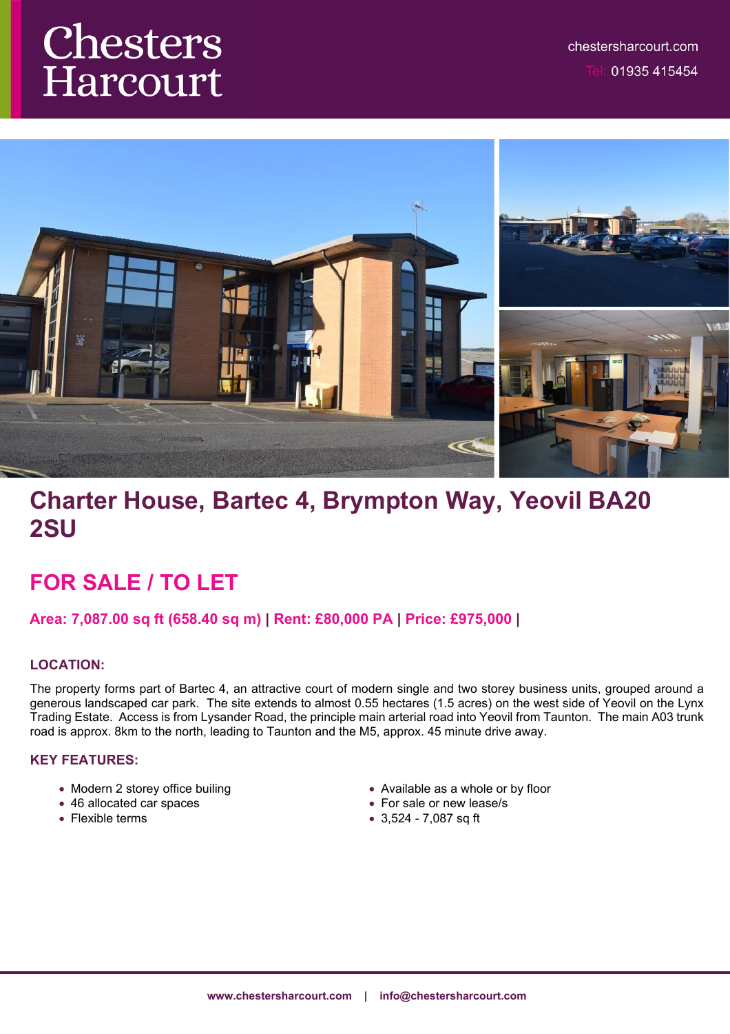# Chesters Harcourt

chestersharcourt.com

Tel: 01935 415454

## Charter House, Bartec 4, Brympton Way, Yeovil BA20 2SU

## FOR SALE / TO LET

**Area: 7,087.00 sq ft (658.40 sq m) | Rent: £80,000 PA | Price: £975,000 |**

### LOCATION:

The property forms part of Bartec 4, an attractive court of modern single and two storey business units, grouped around a generous landscaped car park. The site extends to almost 0.55 hectares (1.5 acres) on the west side of Yeovil on the Lynx Trading Estate. Access is from Lysander Road, the principle main arterial road into Yeovil from Taunton. The main A03 trunk road is approx. 8km to the north, leading to Taunton and the M5, approx. 45 minute drive away.

### KEY FEATURES:

- Modern 2 storey office builing
- 46 allocated car spaces
- Flexible terms
- Available as a whole or by floor
- For sale or new lease/s
- 3,524 - 7,087 sq ft

www.chestersharcourt.com | info@chestersharcourt.com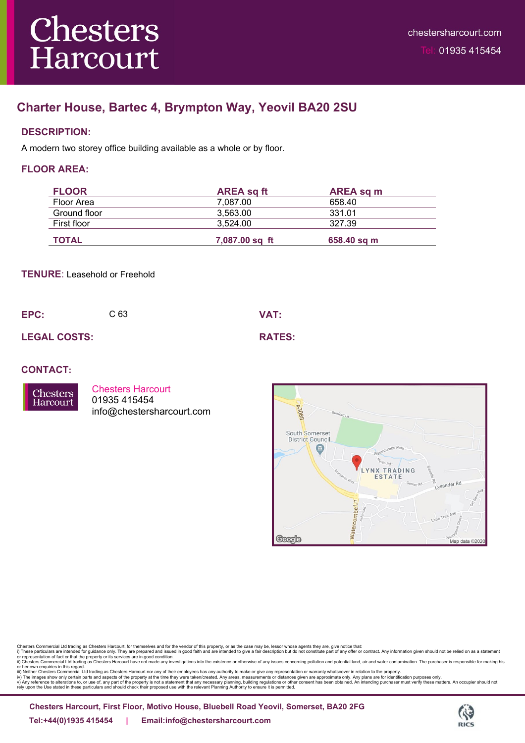# Charter House, Bartec 4, Brympton Way, Yeovil BA20 2SU

## DESCRIPTION:

A modern two storey office building available as a whole or by floor.

## FLOOR AREA:

| FLOOR | AREA sq ft | AREA sq m |
|---|---|---|
| Floor Area | 7,087.00 | 658.40 |
| Ground floor | 3,563.00 | 331.01 |
| First floor | 3,524.00 | 327.39 |
| **TOTAL** | **7,087.00 sq ft** | **658.40 sq m** |

**TENURE**: Leasehold or Freehold

**EPC:** C 63

**VAT:**

**LEGAL COSTS:**

**RATES:**

## CONTACT:

Chesters Harcourt
01935 415454
info@chestersharcourt.com

Chesters Commercial Ltd trading as Chesters Harcourt, for themselves and for the vendor of this property, or as the case may be, lessor whose agents they are, give notice that:
i) These particulars are intended for guidance only. They are prepared and issued in good faith and are intended to give a fair description but do not constitute part of any offer or contract. Any information given should not be relied on as a statement or representation of fact or that the property or its services are in good condition.
ii) Chesters Commercial Ltd trading as Chesters Harcourt have not made any investigations into the existence or otherwise of any issues concerning pollution and potential land, air and water contamination. The purchaser is responsible for making his or her own enquiries in this regard.
iii) Neither Chesters Commercial Ltd trading as Chesters Harcourt nor any of their employees has any authority to make or give any representation or warranty whatsoever in relation to the property.
iv) The images show only certain parts and aspects of the property at the time they were taken/created. Any areas, measurements or distances given are approximate only. Any plans are for identification purposes only.
v) Any reference to alterations to, or use of, any part of the property is not a statement that any necessary planning, building regulations or other consent has been obtained. An intending purchaser must verify these matters. An occupier should not rely upon the Use stated in these particulars and should check their proposed use with the relevant Planning Authority to ensure it is permitted.

**Chesters Harcourt, First Floor, Motivo House, Bluebell Road Yeovil, Somerset, BA20 2FG**

**Tel:+44(0)1935 415454 | Email:info@chestersharcourt.com**